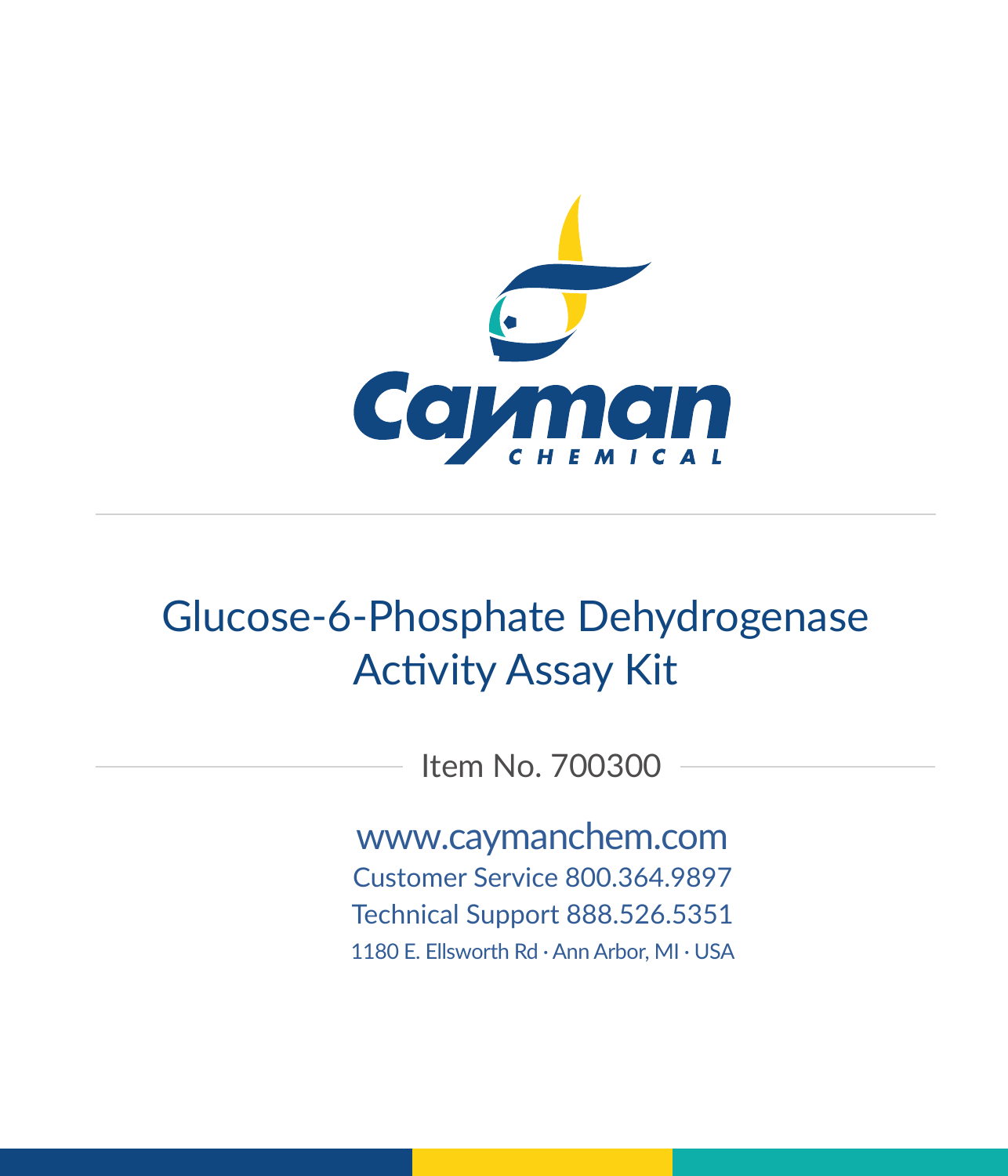Cayman CHEMICAL

# Glucose-6-Phosphate Dehydrogenase Activity Assay Kit

Item No. 700300

www.caymanchem.com
Customer Service 800.364.9897
Technical Support 888.526.5351
1180 E. Ellsworth Rd · Ann Arbor, MI · USA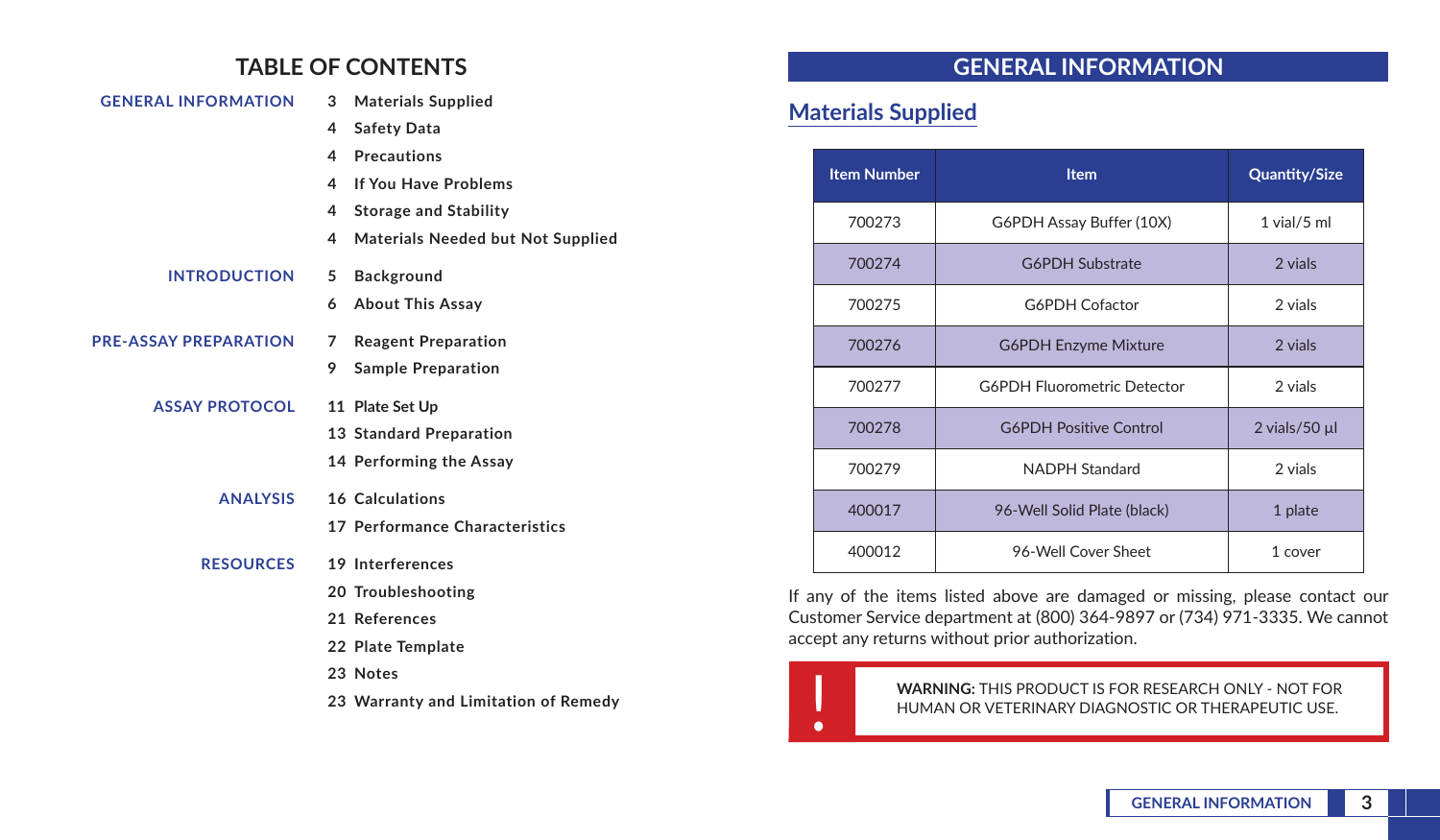# TABLE OF CONTENTS

**GENERAL INFORMATION**
- 3 Materials Supplied
- 4 Safety Data
- 4 Precautions
- 4 If You Have Problems
- 4 Storage and Stability
- 4 Materials Needed but Not Supplied

**INTRODUCTION**
- 5 Background
- 6 About This Assay

**PRE-ASSAY PREPARATION**
- 7 Reagent Preparation
- 9 Sample Preparation

**ASSAY PROTOCOL**
- 11 Plate Set Up
- 13 Standard Preparation
- 14 Performing the Assay

**ANALYSIS**
- 16 Calculations
- 17 Performance Characteristics

**RESOURCES**
- 19 Interferences
- 20 Troubleshooting
- 21 References
- 22 Plate Template
- 23 Notes
- 23 Warranty and Limitation of Remedy

# GENERAL INFORMATION

## Materials Supplied

| Item Number | Item | Quantity/Size |
|---|---|---|
| 700273 | G6PDH Assay Buffer (10X) | 1 vial/5 ml |
| 700274 | G6PDH Substrate | 2 vials |
| 700275 | G6PDH Cofactor | 2 vials |
| 700276 | G6PDH Enzyme Mixture | 2 vials |
| 700277 | G6PDH Fluorometric Detector | 2 vials |
| 700278 | G6PDH Positive Control | 2 vials/50 µl |
| 700279 | NADPH Standard | 2 vials |
| 400017 | 96-Well Solid Plate (black) | 1 plate |
| 400012 | 96-Well Cover Sheet | 1 cover |

If any of the items listed above are damaged or missing, please contact our Customer Service department at (800) 364-9897 or (734) 971-3335. We cannot accept any returns without prior authorization.

**WARNING:** THIS PRODUCT IS FOR RESEARCH ONLY - NOT FOR HUMAN OR VETERINARY DIAGNOSTIC OR THERAPEUTIC USE.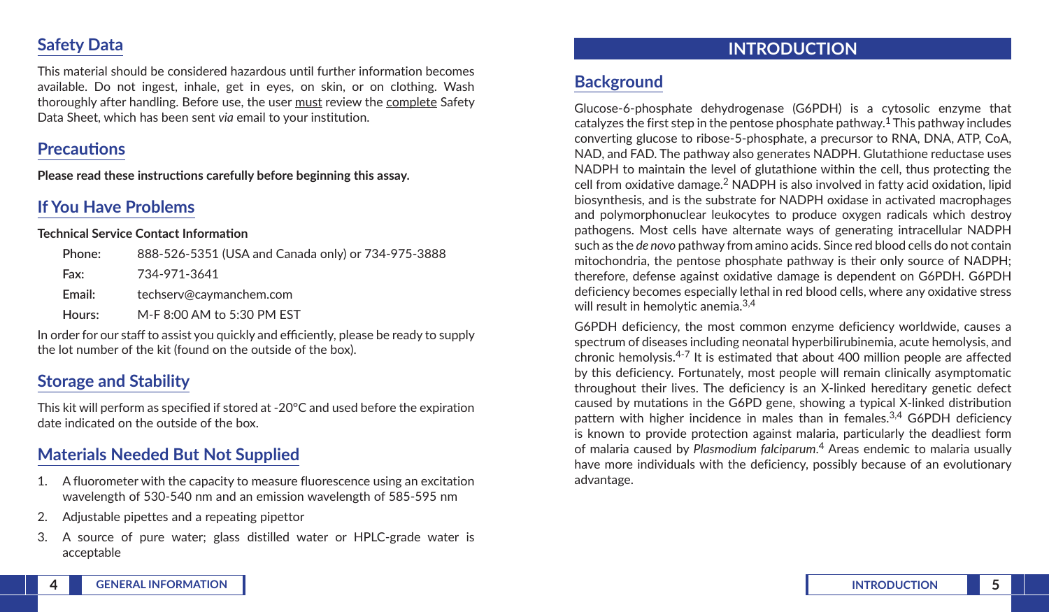## Safety Data

This material should be considered hazardous until further information becomes available. Do not ingest, inhale, get in eyes, on skin, or on clothing. Wash thoroughly after handling. Before use, the user must review the complete Safety Data Sheet, which has been sent *via* email to your institution.

## Precautions

**Please read these instructions carefully before beginning this assay.**

## If You Have Problems

**Technical Service Contact Information**

**Phone:** 888-526-5351 (USA and Canada only) or 734-975-3888

**Fax:** 734-971-3641

**Email:** techserv@caymanchem.com

**Hours:** M-F 8:00 AM to 5:30 PM EST

In order for our staff to assist you quickly and efficiently, please be ready to supply the lot number of the kit (found on the outside of the box).

## Storage and Stability

This kit will perform as specified if stored at -20°C and used before the expiration date indicated on the outside of the box.

## Materials Needed But Not Supplied

1. A fluorometer with the capacity to measure fluorescence using an excitation wavelength of 530-540 nm and an emission wavelength of 585-595 nm
2. Adjustable pipettes and a repeating pipettor
3. A source of pure water; glass distilled water or HPLC-grade water is acceptable

# INTRODUCTION

## Background

Glucose-6-phosphate dehydrogenase (G6PDH) is a cytosolic enzyme that catalyzes the first step in the pentose phosphate pathway.[1] This pathway includes converting glucose to ribose-5-phosphate, a precursor to RNA, DNA, ATP, CoA, NAD, and FAD. The pathway also generates NADPH. Glutathione reductase uses NADPH to maintain the level of glutathione within the cell, thus protecting the cell from oxidative damage.[2] NADPH is also involved in fatty acid oxidation, lipid biosynthesis, and is the substrate for NADPH oxidase in activated macrophages and polymorphonuclear leukocytes to produce oxygen radicals which destroy pathogens. Most cells have alternate ways of generating intracellular NADPH such as the *de novo* pathway from amino acids. Since red blood cells do not contain mitochondria, the pentose phosphate pathway is their only source of NADPH; therefore, defense against oxidative damage is dependent on G6PDH. G6PDH deficiency becomes especially lethal in red blood cells, where any oxidative stress will result in hemolytic anemia.[3,4]

G6PDH deficiency, the most common enzyme deficiency worldwide, causes a spectrum of diseases including neonatal hyperbilirubinemia, acute hemolysis, and chronic hemolysis.[4-7] It is estimated that about 400 million people are affected by this deficiency. Fortunately, most people will remain clinically asymptomatic throughout their lives. The deficiency is an X-linked hereditary genetic defect caused by mutations in the G6PD gene, showing a typical X-linked distribution pattern with higher incidence in males than in females.[3,4] G6PDH deficiency is known to provide protection against malaria, particularly the deadliest form of malaria caused by *Plasmodium falciparum*.[4] Areas endemic to malaria usually have more individuals with the deficiency, possibly because of an evolutionary advantage.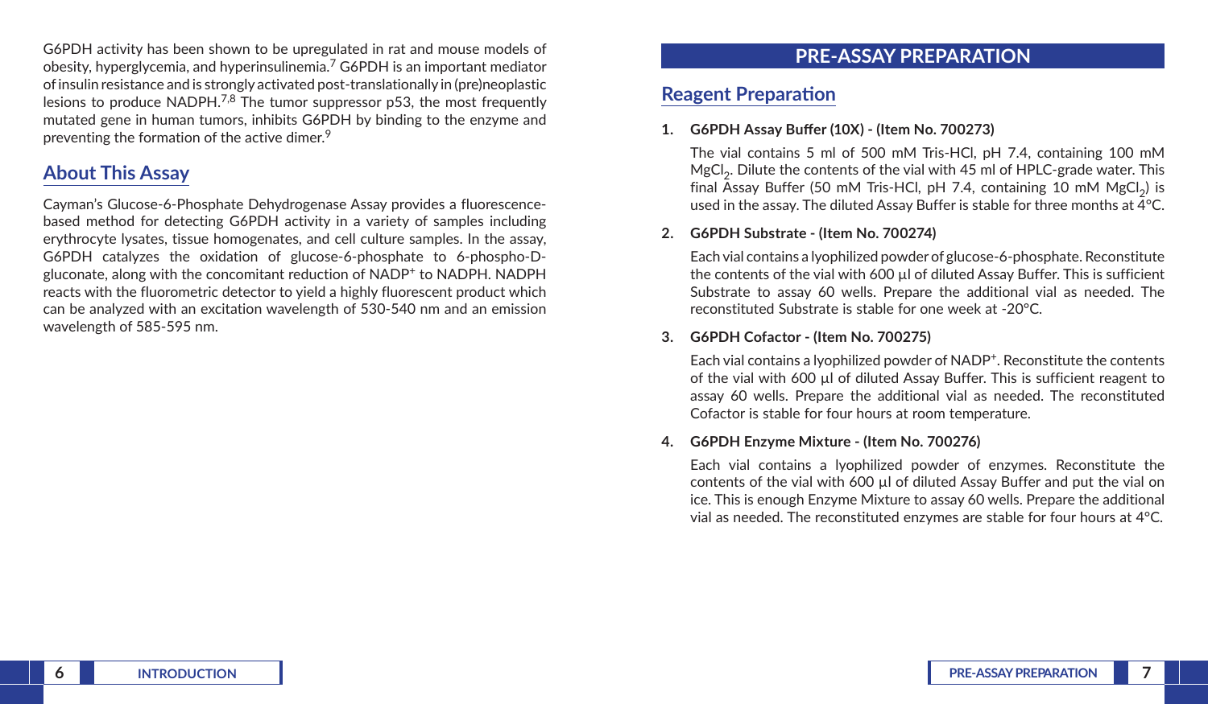G6PDH activity has been shown to be upregulated in rat and mouse models of obesity, hyperglycemia, and hyperinsulinemia.[7] G6PDH is an important mediator of insulin resistance and is strongly activated post-translationally in (pre)neoplastic lesions to produce NADPH.[7,8] The tumor suppressor p53, the most frequently mutated gene in human tumors, inhibits G6PDH by binding to the enzyme and preventing the formation of the active dimer.[9]

## About This Assay

Cayman's Glucose-6-Phosphate Dehydrogenase Assay provides a fluorescence-based method for detecting G6PDH activity in a variety of samples including erythrocyte lysates, tissue homogenates, and cell culture samples. In the assay, G6PDH catalyzes the oxidation of glucose-6-phosphate to 6-phospho-D-gluconate, along with the concomitant reduction of $NADP^+$ to NADPH. NADPH reacts with the fluorometric detector to yield a highly fluorescent product which can be analyzed with an excitation wavelength of 530-540 nm and an emission wavelength of 585-595 nm.

# PRE-ASSAY PREPARATION

## Reagent Preparation

1. **G6PDH Assay Buffer (10X) - (Item No. 700273)**

   The vial contains 5 ml of 500 mM Tris-HCl, pH 7.4, containing 100 mM $MgCl_2$. Dilute the contents of the vial with 45 ml of HPLC-grade water. This final Assay Buffer (50 mM Tris-HCl, pH 7.4, containing 10 mM $MgCl_2$) is used in the assay. The diluted Assay Buffer is stable for three months at 4°C.

2. **G6PDH Substrate - (Item No. 700274)**

   Each vial contains a lyophilized powder of glucose-6-phosphate. Reconstitute the contents of the vial with 600 µl of diluted Assay Buffer. This is sufficient Substrate to assay 60 wells. Prepare the additional vial as needed. The reconstituted Substrate is stable for one week at -20°C.

3. **G6PDH Cofactor - (Item No. 700275)**

   Each vial contains a lyophilized powder of $NADP^+$. Reconstitute the contents of the vial with 600 µl of diluted Assay Buffer. This is sufficient reagent to assay 60 wells. Prepare the additional vial as needed. The reconstituted Cofactor is stable for four hours at room temperature.

4. **G6PDH Enzyme Mixture - (Item No. 700276)**

   Each vial contains a lyophilized powder of enzymes. Reconstitute the contents of the vial with 600 µl of diluted Assay Buffer and put the vial on ice. This is enough Enzyme Mixture to assay 60 wells. Prepare the additional vial as needed. The reconstituted enzymes are stable for four hours at 4°C.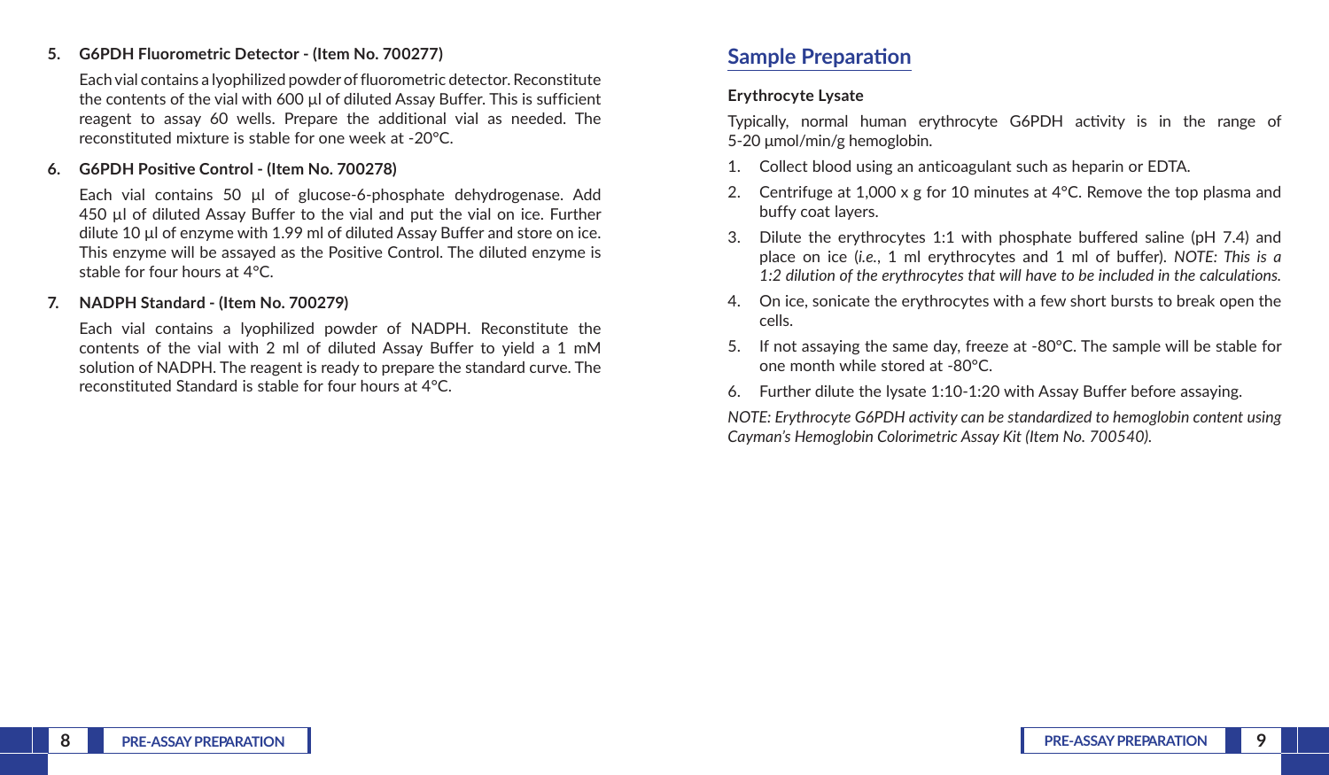5. **G6PDH Fluorometric Detector - (Item No. 700277)**

   Each vial contains a lyophilized powder of fluorometric detector. Reconstitute the contents of the vial with 600 µl of diluted Assay Buffer. This is sufficient reagent to assay 60 wells. Prepare the additional vial as needed. The reconstituted mixture is stable for one week at -20°C.

6. **G6PDH Positive Control - (Item No. 700278)**

   Each vial contains 50 µl of glucose-6-phosphate dehydrogenase. Add 450 µl of diluted Assay Buffer to the vial and put the vial on ice. Further dilute 10 µl of enzyme with 1.99 ml of diluted Assay Buffer and store on ice. This enzyme will be assayed as the Positive Control. The diluted enzyme is stable for four hours at 4°C.

7. **NADPH Standard - (Item No. 700279)**

   Each vial contains a lyophilized powder of NADPH. Reconstitute the contents of the vial with 2 ml of diluted Assay Buffer to yield a 1 mM solution of NADPH. The reagent is ready to prepare the standard curve. The reconstituted Standard is stable for four hours at 4°C.

## Sample Preparation

**Erythrocyte Lysate**

Typically, normal human erythrocyte G6PDH activity is in the range of 5-20 µmol/min/g hemoglobin.

1. Collect blood using an anticoagulant such as heparin or EDTA.
2. Centrifuge at 1,000 x g for 10 minutes at 4°C. Remove the top plasma and buffy coat layers.
3. Dilute the erythrocytes 1:1 with phosphate buffered saline (pH 7.4) and place on ice (*i.e.*, 1 ml erythrocytes and 1 ml of buffer). *NOTE: This is a 1:2 dilution of the erythrocytes that will have to be included in the calculations.*
4. On ice, sonicate the erythrocytes with a few short bursts to break open the cells.
5. If not assaying the same day, freeze at -80°C. The sample will be stable for one month while stored at -80°C.
6. Further dilute the lysate 1:10-1:20 with Assay Buffer before assaying.

*NOTE: Erythrocyte G6PDH activity can be standardized to hemoglobin content using Cayman's Hemoglobin Colorimetric Assay Kit (Item No. 700540).*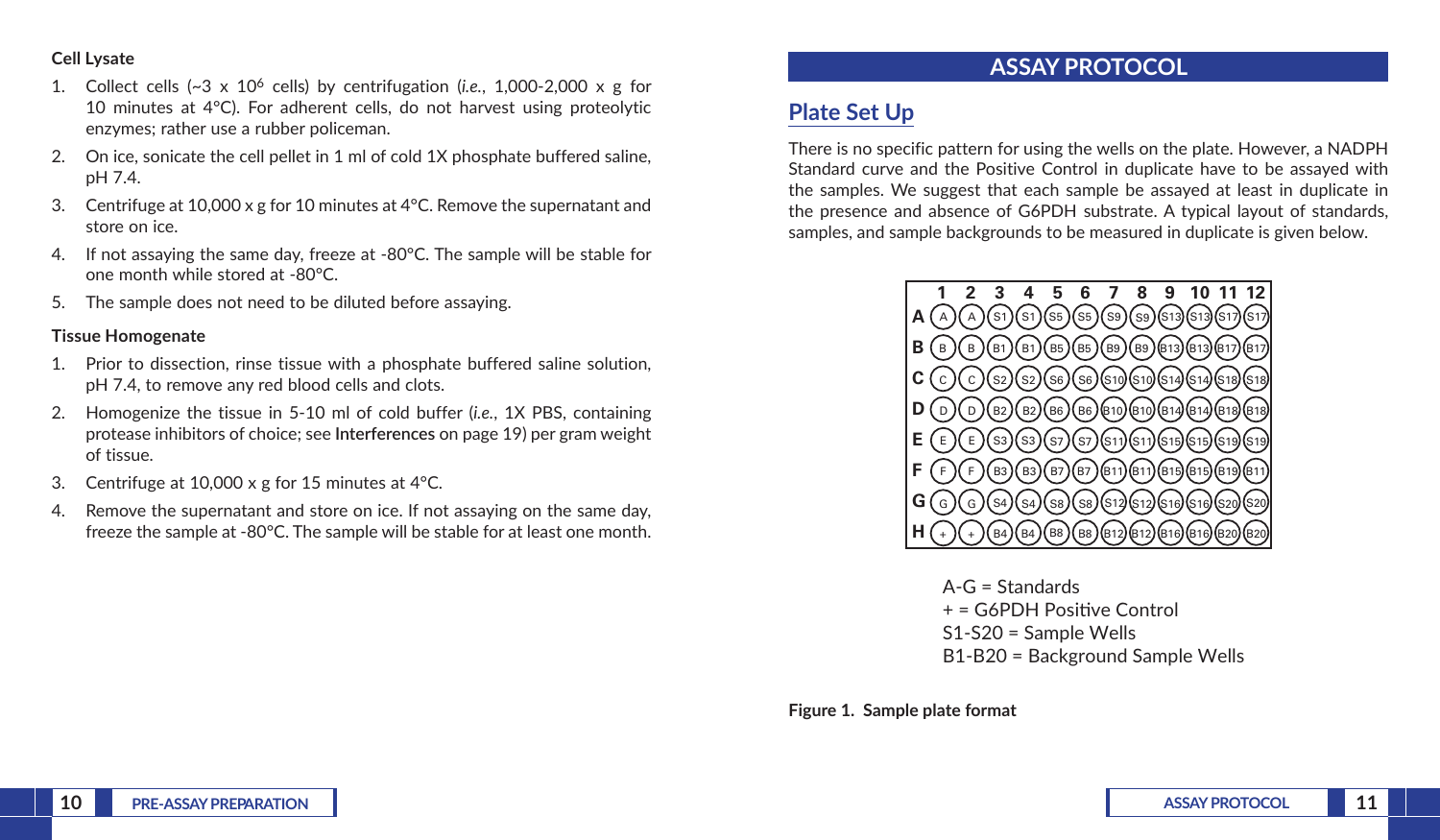**Cell Lysate**

1. Collect cells (~3 x $10^6$ cells) by centrifugation (*i.e.*, 1,000-2,000 x g for 10 minutes at 4°C). For adherent cells, do not harvest using proteolytic enzymes; rather use a rubber policeman.
2. On ice, sonicate the cell pellet in 1 ml of cold 1X phosphate buffered saline, pH 7.4.
3. Centrifuge at 10,000 x g for 10 minutes at 4°C. Remove the supernatant and store on ice.
4. If not assaying the same day, freeze at -80°C. The sample will be stable for one month while stored at -80°C.
5. The sample does not need to be diluted before assaying.

**Tissue Homogenate**

1. Prior to dissection, rinse tissue with a phosphate buffered saline solution, pH 7.4, to remove any red blood cells and clots.
2. Homogenize the tissue in 5-10 ml of cold buffer (*i.e.*, 1X PBS, containing protease inhibitors of choice; see **Interferences** on page 19) per gram weight of tissue.
3. Centrifuge at 10,000 x g for 15 minutes at 4°C.
4. Remove the supernatant and store on ice. If not assaying on the same day, freeze the sample at -80°C. The sample will be stable for at least one month.

# ASSAY PROTOCOL

## Plate Set Up

There is no specific pattern for using the wells on the plate. However, a NADPH Standard curve and the Positive Control in duplicate have to be assayed with the samples. We suggest that each sample be assayed at least in duplicate in the presence and absence of G6PDH substrate. A typical layout of standards, samples, and sample backgrounds to be measured in duplicate is given below.

| | 1 | 2 | 3 | 4 | 5 | 6 | 7 | 8 | 9 | 10 | 11 | 12 |
|---|---|---|---|---|---|---|---|---|---|---|---|---|
| A | A | A | S1 | S1 | S5 | S5 | S9 | S9 | S13 | S13 | S17 | S17 |
| B | B | B | B1 | B1 | B5 | B5 | B9 | B9 | B13 | B13 | B17 | B17 |
| C | C | C | S2 | S2 | S6 | S6 | S10 | S10 | S14 | S14 | S18 | S18 |
| D | D | D | B2 | B2 | B6 | B6 | B10 | B10 | B14 | B14 | B18 | B18 |
| E | E | E | S3 | S3 | S7 | S7 | S11 | S11 | S15 | S15 | S19 | S19 |
| F | F | F | B3 | B3 | B7 | B7 | B11 | B11 | B15 | B15 | B19 | B11 |
| G | G | G | S4 | S4 | S8 | S8 | S12 | S12 | S16 | S16 | S20 | S20 |
| H | + | + | B4 | B4 | B8 | B8 | B12 | B12 | B16 | B16 | B20 | B20 |

A-G = Standards
+ = G6PDH Positive Control
S1-S20 = Sample Wells
B1-B20 = Background Sample Wells

**Figure 1. Sample plate format**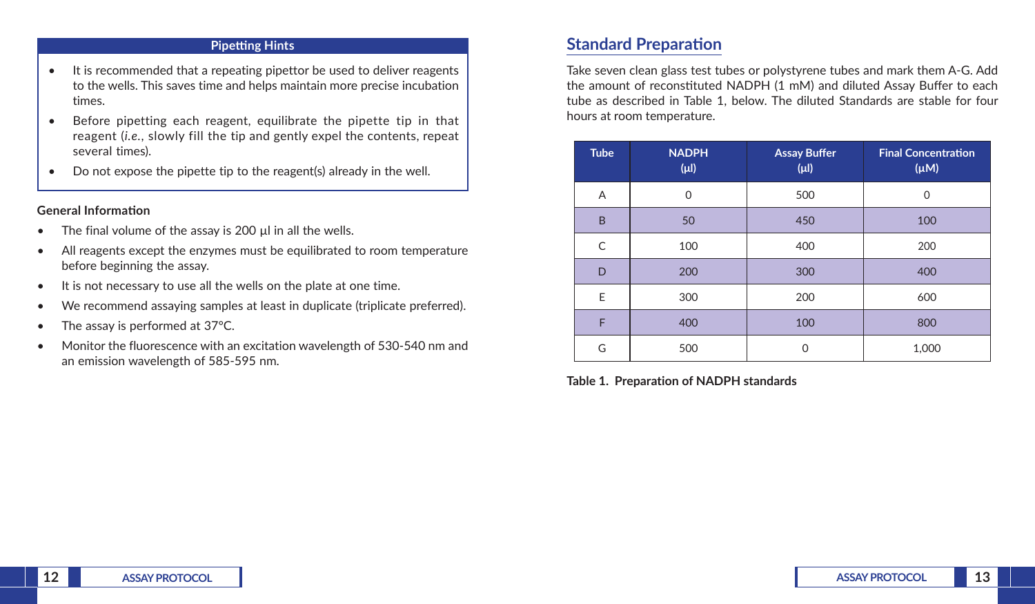### Pipetting Hints

- It is recommended that a repeating pipettor be used to deliver reagents to the wells. This saves time and helps maintain more precise incubation times.
- Before pipetting each reagent, equilibrate the pipette tip in that reagent (*i.e.*, slowly fill the tip and gently expel the contents, repeat several times).
- Do not expose the pipette tip to the reagent(s) already in the well.

**General Information**

- The final volume of the assay is 200 µl in all the wells.
- All reagents except the enzymes must be equilibrated to room temperature before beginning the assay.
- It is not necessary to use all the wells on the plate at one time.
- We recommend assaying samples at least in duplicate (triplicate preferred).
- The assay is performed at 37°C.
- Monitor the fluorescence with an excitation wavelength of 530-540 nm and an emission wavelength of 585-595 nm.

## Standard Preparation

Take seven clean glass test tubes or polystyrene tubes and mark them A-G. Add the amount of reconstituted NADPH (1 mM) and diluted Assay Buffer to each tube as described in Table 1, below. The diluted Standards are stable for four hours at room temperature.

| Tube | NADPH (µl) | Assay Buffer (µl) | Final Concentration (µM) |
|---|---|---|---|
| A | 0 | 500 | 0 |
| B | 50 | 450 | 100 |
| C | 100 | 400 | 200 |
| D | 200 | 300 | 400 |
| E | 300 | 200 | 600 |
| F | 400 | 100 | 800 |
| G | 500 | 0 | 1,000 |

**Table 1. Preparation of NADPH standards**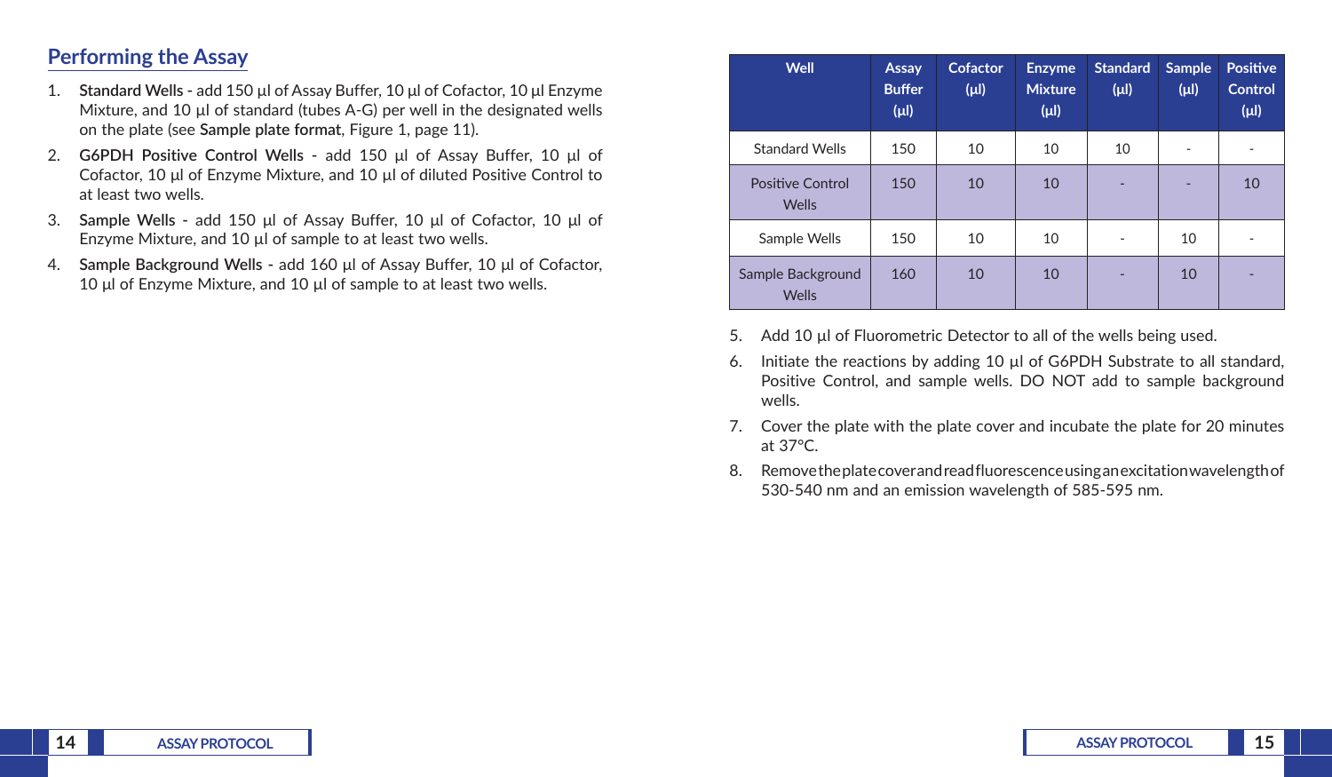## Performing the Assay

1. **Standard Wells -** add 150 µl of Assay Buffer, 10 µl of Cofactor, 10 µl Enzyme Mixture, and 10 µl of standard (tubes A-G) per well in the designated wells on the plate (see **Sample plate format**, Figure 1, page 11).
2. **G6PDH Positive Control Wells -** add 150 µl of Assay Buffer, 10 µl of Cofactor, 10 µl of Enzyme Mixture, and 10 µl of diluted Positive Control to at least two wells.
3. **Sample Wells -** add 150 µl of Assay Buffer, 10 µl of Cofactor, 10 µl of Enzyme Mixture, and 10 µl of sample to at least two wells.
4. **Sample Background Wells -** add 160 µl of Assay Buffer, 10 µl of Cofactor, 10 µl of Enzyme Mixture, and 10 µl of sample to at least two wells.

| Well | Assay Buffer (µl) | Cofactor (µl) | Enzyme Mixture (µl) | Standard (µl) | Sample (µl) | Positive Control (µl) |
|---|---|---|---|---|---|---|
| Standard Wells | 150 | 10 | 10 | 10 | - | - |
| Positive Control Wells | 150 | 10 | 10 | - | - | 10 |
| Sample Wells | 150 | 10 | 10 | - | 10 | - |
| Sample Background Wells | 160 | 10 | 10 | - | 10 | - |

5. Add 10 µl of Fluorometric Detector to all of the wells being used.
6. Initiate the reactions by adding 10 µl of G6PDH Substrate to all standard, Positive Control, and sample wells. DO NOT add to sample background wells.
7. Cover the plate with the plate cover and incubate the plate for 20 minutes at 37°C.
8. Remove the plate cover and read fluorescence using an excitation wavelength of 530-540 nm and an emission wavelength of 585-595 nm.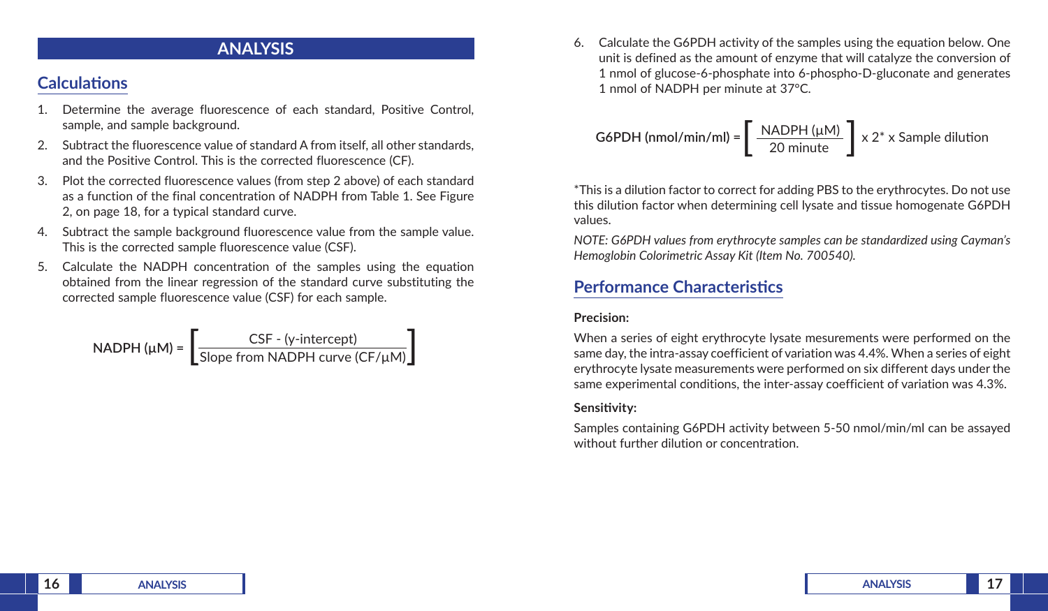# ANALYSIS

## Calculations

1. Determine the average fluorescence of each standard, Positive Control, sample, and sample background.
2. Subtract the fluorescence value of standard A from itself, all other standards, and the Positive Control. This is the corrected fluorescence (CF).
3. Plot the corrected fluorescence values (from step 2 above) of each standard as a function of the final concentration of NADPH from Table 1. See Figure 2, on page 18, for a typical standard curve.
4. Subtract the sample background fluorescence value from the sample value. This is the corrected sample fluorescence value (CSF).
5. Calculate the NADPH concentration of the samples using the equation obtained from the linear regression of the standard curve substituting the corrected sample fluorescence value (CSF) for each sample.

$$\text{NADPH } (\mu\text{M}) = \left[ \frac{\text{CSF - (y-intercept)}}{\text{Slope from NADPH curve (CF/}\mu\text{M)}} \right]$$

6. Calculate the G6PDH activity of the samples using the equation below. One unit is defined as the amount of enzyme that will catalyze the conversion of 1 nmol of glucose-6-phosphate into 6-phospho-D-gluconate and generates 1 nmol of NADPH per minute at 37°C.

$$\text{G6PDH (nmol/min/ml)} = \left[ \frac{\text{NADPH } (\mu\text{M})}{\text{20 minute}} \right] \times 2^{*} \times \text{Sample dilution}$$

*This is a dilution factor to correct for adding PBS to the erythrocytes. Do not use this dilution factor when determining cell lysate and tissue homogenate G6PDH values.

*NOTE: G6PDH values from erythrocyte samples can be standardized using Cayman's Hemoglobin Colorimetric Assay Kit (Item No. 700540).*

## Performance Characteristics

**Precision:**

When a series of eight erythrocyte lysate mesurements were performed on the same day, the intra-assay coefficient of variation was 4.4%. When a series of eight erythrocyte lysate measurements were performed on six different days under the same experimental conditions, the inter-assay coefficient of variation was 4.3%.

**Sensitivity:**

Samples containing G6PDH activity between 5-50 nmol/min/ml can be assayed without further dilution or concentration.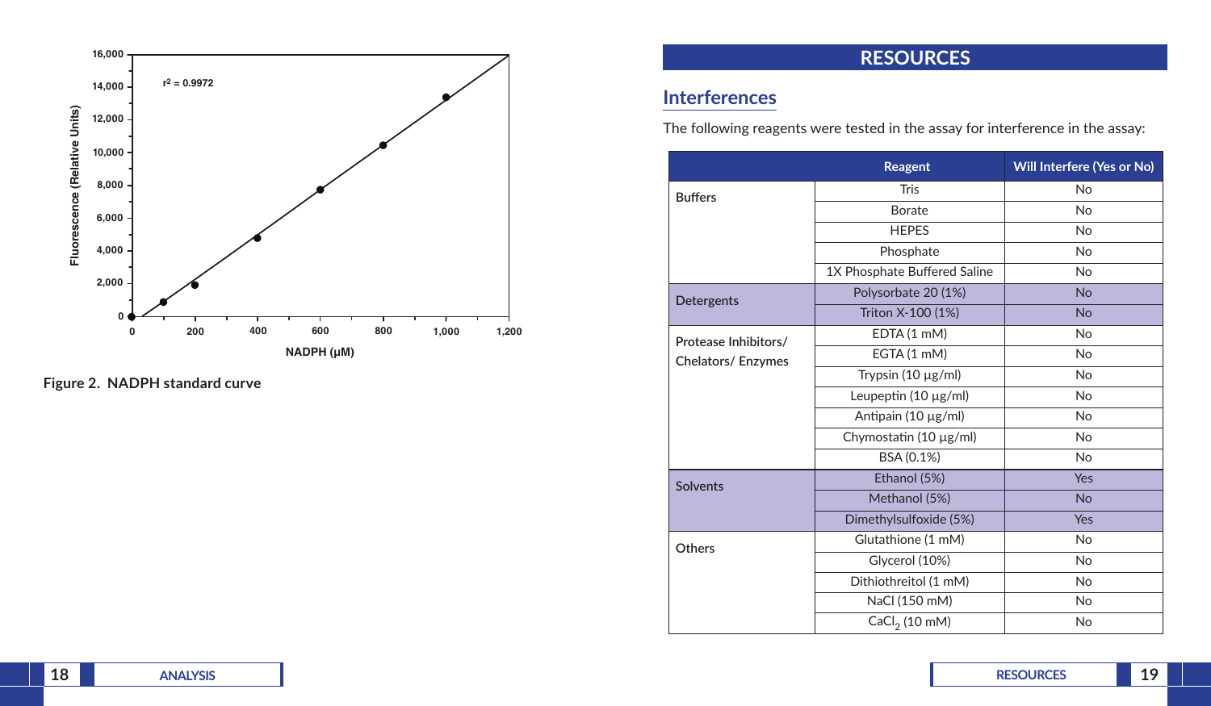Figure 2. NADPH standard curve

# RESOURCES

## Interferences

The following reagents were tested in the assay for interference in the assay:

| Reagent | | Will Interfere (Yes or No) |
|---|---|---|
| Buffers | Tris | No |
| | Borate | No |
| | HEPES | No |
| | Phosphate | No |
| | 1X Phosphate Buffered Saline | No |
| Detergents | Polysorbate 20 (1%) | No |
| | Triton X-100 (1%) | No |
| Protease Inhibitors/ Chelators/ Enzymes | EDTA (1 mM) | No |
| | EGTA (1 mM) | No |
| | Trypsin (10 µg/ml) | No |
| | Leupeptin (10 µg/ml) | No |
| | Antipain (10 µg/ml) | No |
| | Chymostatin (10 µg/ml) | No |
| | BSA (0.1%) | No |
| Solvents | Ethanol (5%) | Yes |
| | Methanol (5%) | No |
| | Dimethylsulfoxide (5%) | Yes |
| Others | Glutathione (1 mM) | No |
| | Glycerol (10%) | No |
| | Dithiothreitol (1 mM) | No |
| | NaCl (150 mM) | No |
| | $CaCl_2$ (10 mM) | No |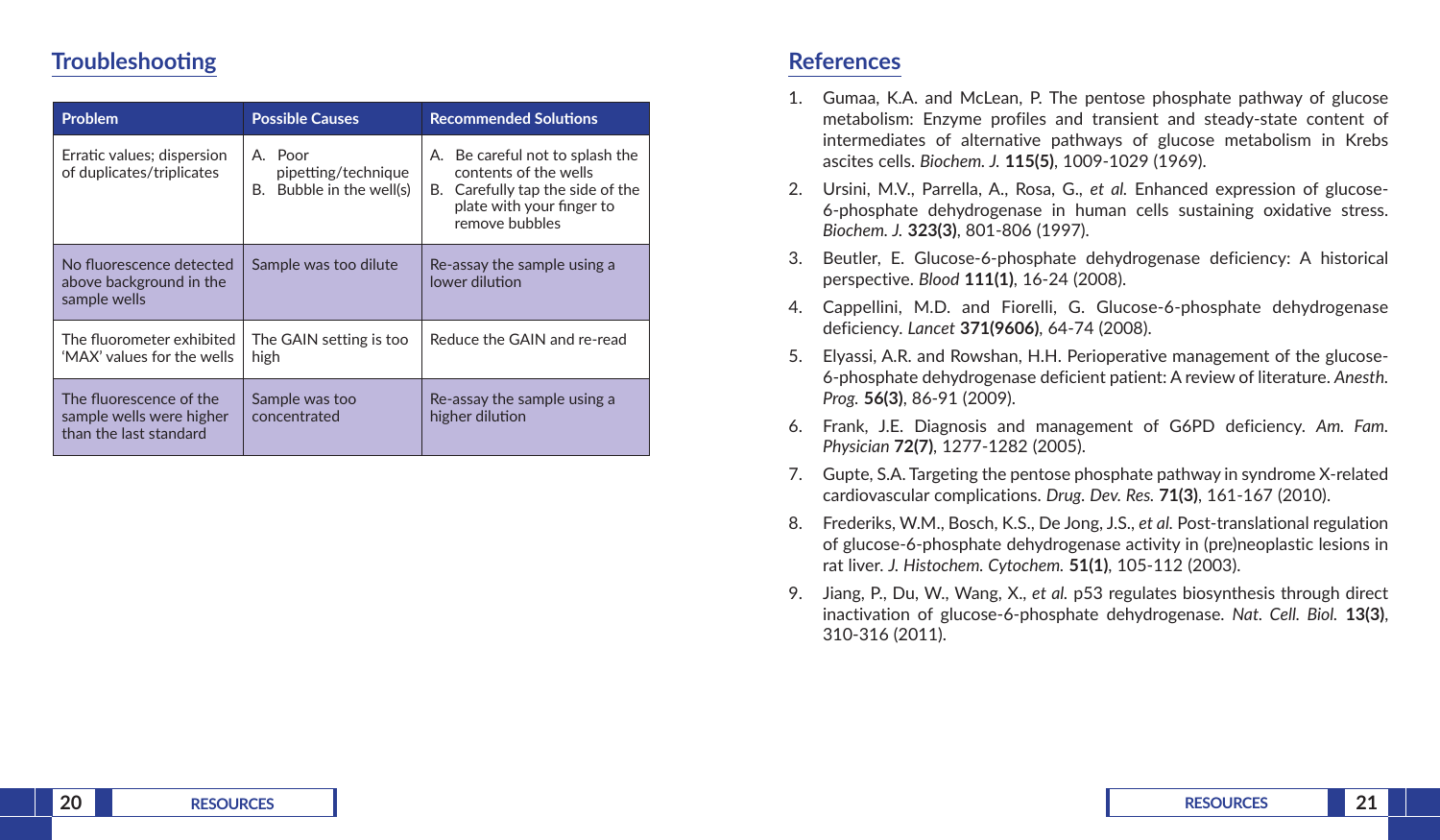## Troubleshooting

| Problem | Possible Causes | Recommended Solutions |
|---|---|---|
| Erratic values; dispersion of duplicates/triplicates | A. Poor pipetting/technique<br>B. Bubble in the well(s) | A. Be careful not to splash the contents of the wells<br>B. Carefully tap the side of the plate with your finger to remove bubbles |
| No fluorescence detected above background in the sample wells | Sample was too dilute | Re-assay the sample using a lower dilution |
| The fluorometer exhibited 'MAX' values for the wells | The GAIN setting is too high | Reduce the GAIN and re-read |
| The fluorescence of the sample wells were higher than the last standard | Sample was too concentrated | Re-assay the sample using a higher dilution |

## References

1. Gumaa, K.A. and McLean, P. The pentose phosphate pathway of glucose metabolism: Enzyme profiles and transient and steady-state content of intermediates of alternative pathways of glucose metabolism in Krebs ascites cells. *Biochem. J.* **115(5)**, 1009-1029 (1969).
2. Ursini, M.V., Parrella, A., Rosa, G., *et al.* Enhanced expression of glucose-6-phosphate dehydrogenase in human cells sustaining oxidative stress. *Biochem. J.* **323(3)**, 801-806 (1997).
3. Beutler, E. Glucose-6-phosphate dehydrogenase deficiency: A historical perspective. *Blood* **111(1)**, 16-24 (2008).
4. Cappellini, M.D. and Fiorelli, G. Glucose-6-phosphate dehydrogenase deficiency. *Lancet* **371(9606)**, 64-74 (2008).
5. Elyassi, A.R. and Rowshan, H.H. Perioperative management of the glucose-6-phosphate dehydrogenase deficient patient: A review of literature. *Anesth. Prog.* **56(3)**, 86-91 (2009).
6. Frank, J.E. Diagnosis and management of G6PD deficiency. *Am. Fam. Physician* **72(7)**, 1277-1282 (2005).
7. Gupte, S.A. Targeting the pentose phosphate pathway in syndrome X-related cardiovascular complications. *Drug. Dev. Res.* **71(3)**, 161-167 (2010).
8. Frederiks, W.M., Bosch, K.S., De Jong, J.S., *et al.* Post-translational regulation of glucose-6-phosphate dehydrogenase activity in (pre)neoplastic lesions in rat liver. *J. Histochem. Cytochem.* **51(1)**, 105-112 (2003).
9. Jiang, P., Du, W., Wang, X., *et al.* p53 regulates biosynthesis through direct inactivation of glucose-6-phosphate dehydrogenase. *Nat. Cell. Biol.* **13(3)**, 310-316 (2011).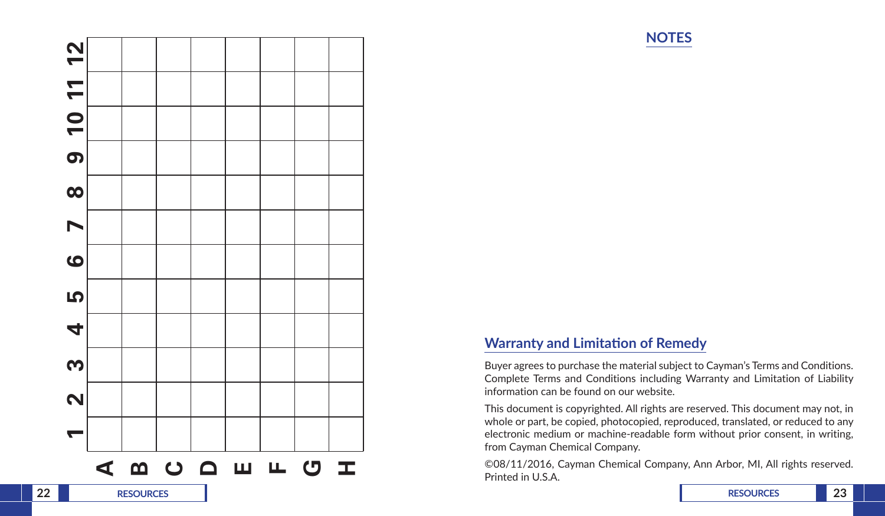| | 1 | 2 | 3 | 4 | 5 | 6 | 7 | 8 | 9 | 10 | 11 | 12 |
|---|---|---|---|---|---|---|---|---|---|---|---|---|
| A | | | | | | | | | | | | |
| B | | | | | | | | | | | | |
| C | | | | | | | | | | | | |
| D | | | | | | | | | | | | |
| E | | | | | | | | | | | | |
| F | | | | | | | | | | | | |
| G | | | | | | | | | | | | |
| H | | | | | | | | | | | | |

## NOTES

## Warranty and Limitation of Remedy

Buyer agrees to purchase the material subject to Cayman's Terms and Conditions. Complete Terms and Conditions including Warranty and Limitation of Liability information can be found on our website.

This document is copyrighted. All rights are reserved. This document may not, in whole or part, be copied, photocopied, reproduced, translated, or reduced to any electronic medium or machine-readable form without prior consent, in writing, from Cayman Chemical Company.

©08/11/2016, Cayman Chemical Company, Ann Arbor, MI, All rights reserved. Printed in U.S.A.